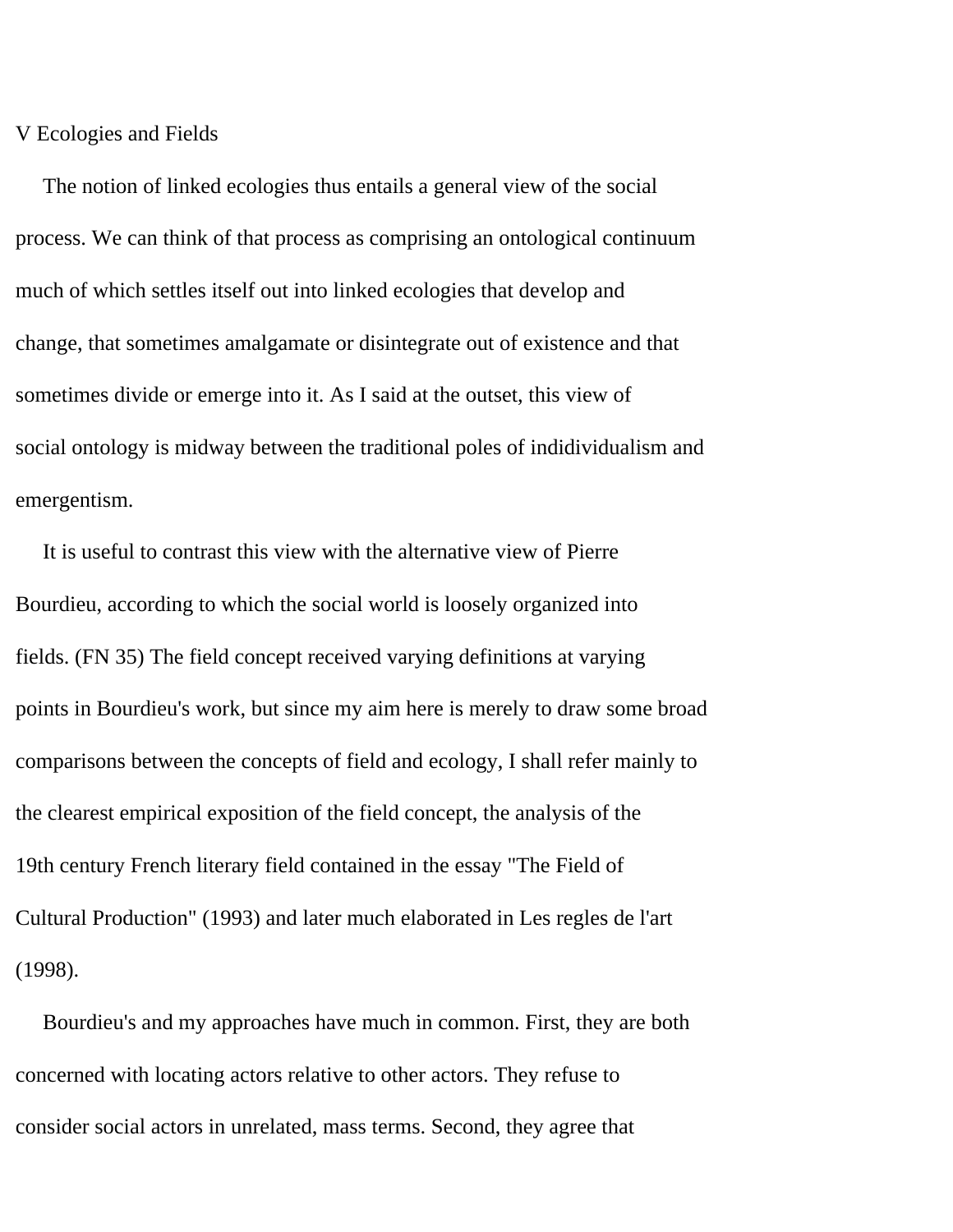## V Ecologies and Fields

The notion of linked ecologies thus entails a general view of the social process. We can think of that process as comprising an ontological continuum much of which settles itself out into linked ecologies that develop and change, that sometimes amalgamate or disintegrate out of existence and that sometimes divide or emerge into it. As I said at the outset, this view of social ontology is midway between the traditional poles of indidividualism and emergentism.

It is useful to contrast this view with the alternative view of Pierre Bourdieu, according to which the social world is loosely organized into fields. (FN 35) The field concept received varying definitions at varying points in Bourdieu's work, but since my aim here is merely to draw some broad comparisons between the concepts of field and ecology, I shall refer mainly to the clearest empirical exposition of the field concept, the analysis of the 19th century French literary field contained in the essay "The Field of Cultural Production" (1993) and later much elaborated in Les regles de l'art (1998).

Bourdieu's and my approaches have much in common. First, they are both concerned with locating actors relative to other actors. They refuse to consider social actors in unrelated, mass terms. Second, they agree that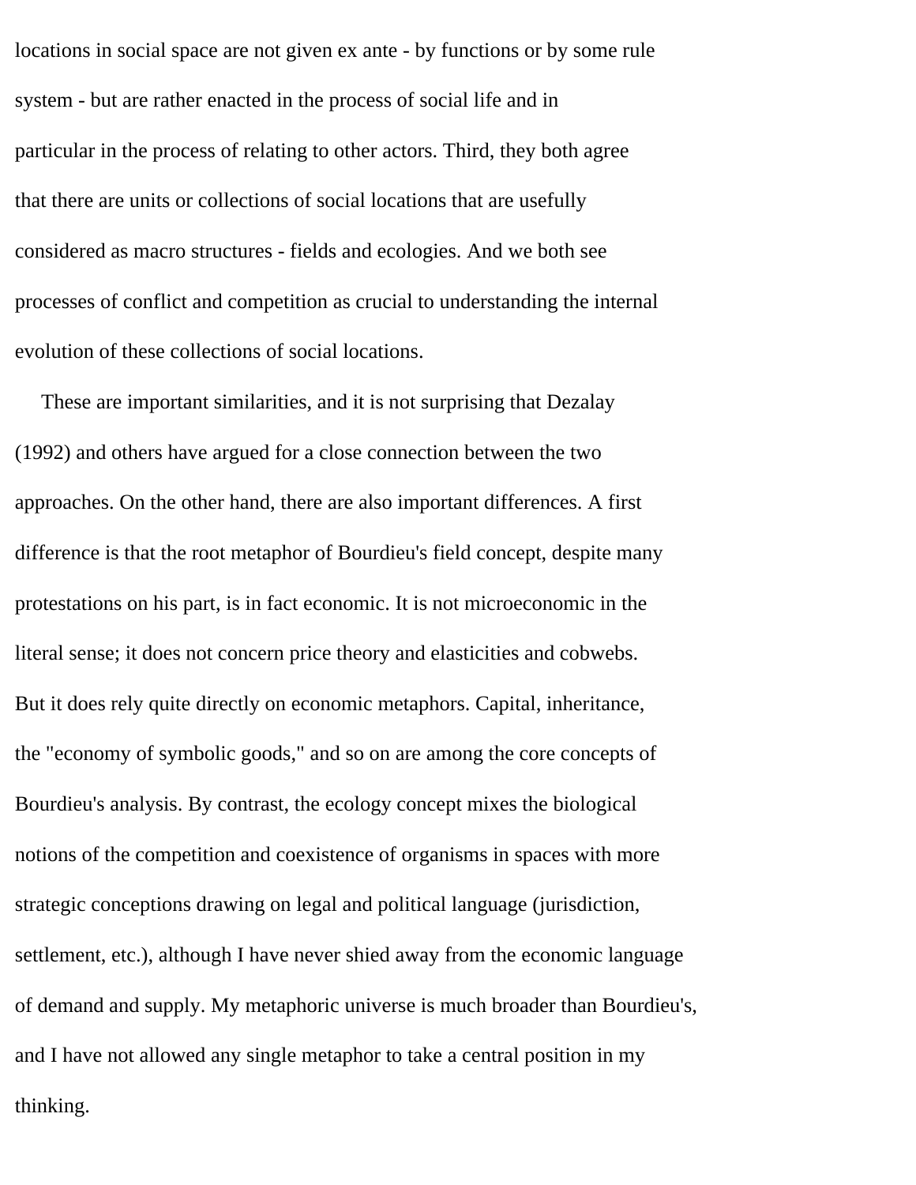locations in social space are not given ex ante - by functions or by some rule system - but are rather enacted in the process of social life and in particular in the process of relating to other actors. Third, they both agree that there are units or collections of social locations that are usefully considered as macro structures - fields and ecologies. And we both see processes of conflict and competition as crucial to understanding the internal evolution of these collections of social locations.

These are important similarities, and it is not surprising that Dezalay (1992) and others have argued for a close connection between the two approaches. On the other hand, there are also important differences. A first difference is that the root metaphor of Bourdieu's field concept, despite many protestations on his part, is in fact economic. It is not microeconomic in the literal sense; it does not concern price theory and elasticities and cobwebs. But it does rely quite directly on economic metaphors. Capital, inheritance, the "economy of symbolic goods," and so on are among the core concepts of Bourdieu's analysis. By contrast, the ecology concept mixes the biological notions of the competition and coexistence of organisms in spaces with more strategic conceptions drawing on legal and political language (jurisdiction, settlement, etc.), although I have never shied away from the economic language of demand and supply. My metaphoric universe is much broader than Bourdieu's, and I have not allowed any single metaphor to take a central position in my thinking.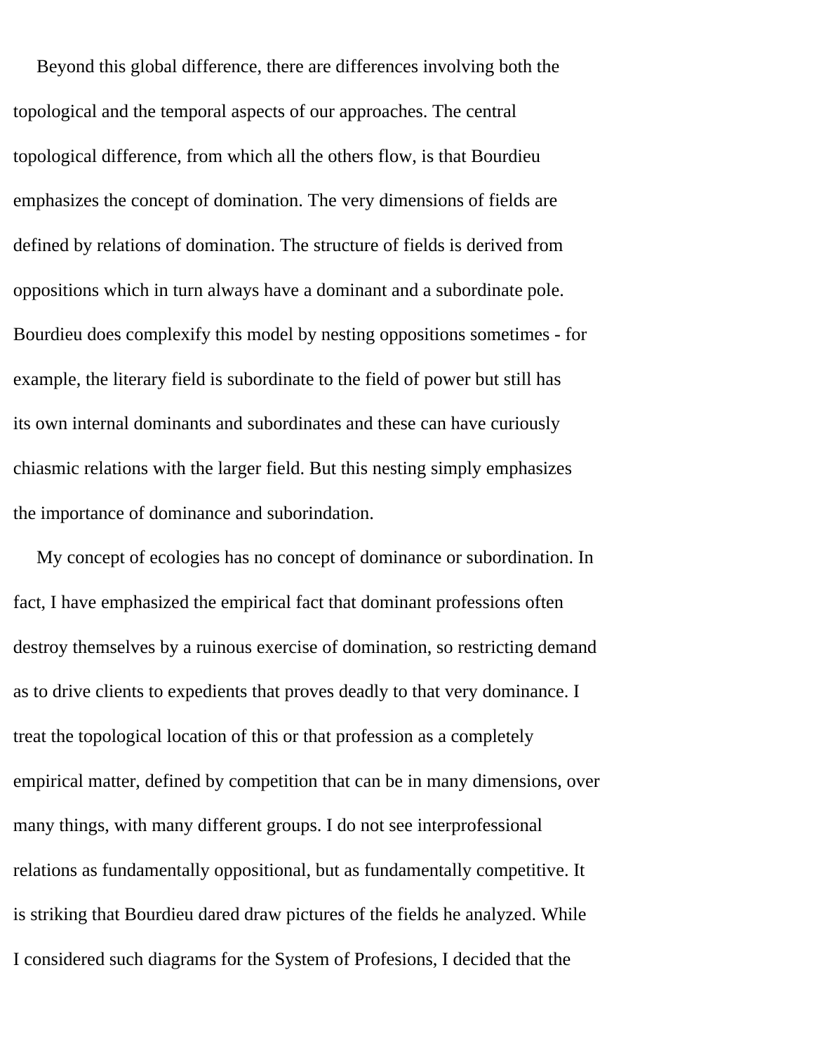Beyond this global difference, there are differences involving both the topological and the temporal aspects of our approaches. The central topological difference, from which all the others flow, is that Bourdieu emphasizes the concept of domination. The very dimensions of fields are defined by relations of domination. The structure of fields is derived from oppositions which in turn always have a dominant and a subordinate pole. Bourdieu does complexify this model by nesting oppositions sometimes - for example, the literary field is subordinate to the field of power but still has its own internal dominants and subordinates and these can have curiously chiasmic relations with the larger field. But this nesting simply emphasizes the importance of dominance and suborindation.

My concept of ecologies has no concept of dominance or subordination. In fact, I have emphasized the empirical fact that dominant professions often destroy themselves by a ruinous exercise of domination, so restricting demand as to drive clients to expedients that proves deadly to that very dominance. I treat the topological location of this or that profession as a completely empirical matter, defined by competition that can be in many dimensions, over many things, with many different groups. I do not see interprofessional relations as fundamentally oppositional, but as fundamentally competitive. It is striking that Bourdieu dared draw pictures of the fields he analyzed. While I considered such diagrams for the System of Profesions, I decided that the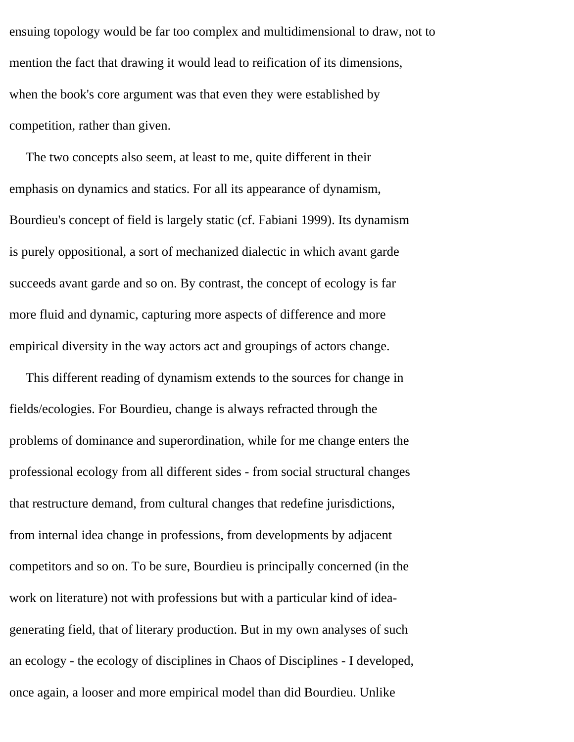ensuing topology would be far too complex and multidimensional to draw, not to mention the fact that drawing it would lead to reification of its dimensions, when the book's core argument was that even they were established by competition, rather than given.

The two concepts also seem, at least to me, quite different in their emphasis on dynamics and statics. For all its appearance of dynamism, Bourdieu's concept of field is largely static (cf. Fabiani 1999). Its dynamism is purely oppositional, a sort of mechanized dialectic in which avant garde succeeds avant garde and so on. By contrast, the concept of ecology is far more fluid and dynamic, capturing more aspects of difference and more empirical diversity in the way actors act and groupings of actors change.

This different reading of dynamism extends to the sources for change in fields/ecologies. For Bourdieu, change is always refracted through the problems of dominance and superordination, while for me change enters the professional ecology from all different sides - from social structural changes that restructure demand, from cultural changes that redefine jurisdictions, from internal idea change in professions, from developments by adjacent competitors and so on. To be sure, Bourdieu is principally concerned (in the work on literature) not with professions but with a particular kind of idea-generating field, that of literary production. But in my own analyses of such an ecology - the ecology of disciplines in Chaos of Disciplines - I developed, once again, a looser and more empirical model than did Bourdieu. Unlike